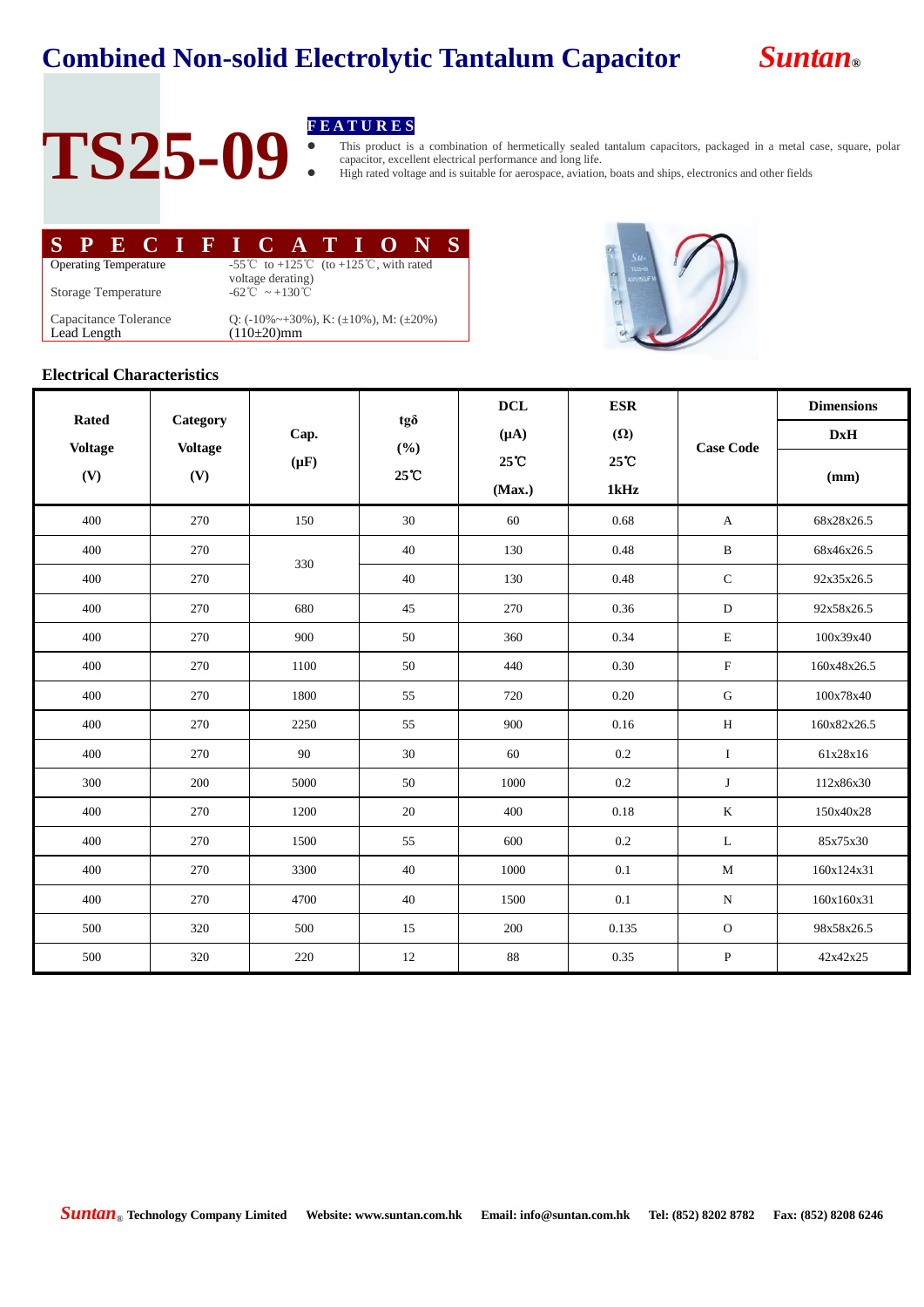# Combined Non-solid Electrolytic Tantalum Capacitor

*Suntan*®

# TS25-09

## FEATURES

- This product is a combination of hermetically sealed tantalum capacitors, packaged in a metal case, square, polar capacitor, excellent electrical performance and long life.
- High rated voltage and is suitable for aerospace, aviation, boats and ships, electronics and other fields

## SPECIFICATIONS

| | |
|---|---|
| Operating Temperature | -55℃ to +125℃ (to +125℃, with rated voltage derating) |
| Storage Temperature | -62℃ ~ +130℃ |
| Capacitance Tolerance | Q: (-10%~+30%), K: (±10%), M: (±20%) |
| Lead Length | (110±20)mm |

### Electrical Characteristics

| Rated Voltage (V) | Category Voltage (V) | Cap. (μF) | tgδ (%) 25℃ | DCL (μA) 25℃ (Max.) | ESR (Ω) 25℃ 1kHz | Case Code | Dimensions DxH (mm) |
|---|---|---|---|---|---|---|---|
| 400 | 270 | 150 | 30 | 60 | 0.68 | A | 68x28x26.5 |
| 400 | 270 | 330 | 40 | 130 | 0.48 | B | 68x46x26.5 |
| 400 | 270 | 330 | 40 | 130 | 0.48 | C | 92x35x26.5 |
| 400 | 270 | 680 | 45 | 270 | 0.36 | D | 92x58x26.5 |
| 400 | 270 | 900 | 50 | 360 | 0.34 | E | 100x39x40 |
| 400 | 270 | 1100 | 50 | 440 | 0.30 | F | 160x48x26.5 |
| 400 | 270 | 1800 | 55 | 720 | 0.20 | G | 100x78x40 |
| 400 | 270 | 2250 | 55 | 900 | 0.16 | H | 160x82x26.5 |
| 400 | 270 | 90 | 30 | 60 | 0.2 | I | 61x28x16 |
| 300 | 200 | 5000 | 50 | 1000 | 0.2 | J | 112x86x30 |
| 400 | 270 | 1200 | 20 | 400 | 0.18 | K | 150x40x28 |
| 400 | 270 | 1500 | 55 | 600 | 0.2 | L | 85x75x30 |
| 400 | 270 | 3300 | 40 | 1000 | 0.1 | M | 160x124x31 |
| 400 | 270 | 4700 | 40 | 1500 | 0.1 | N | 160x160x31 |
| 500 | 320 | 500 | 15 | 200 | 0.135 | O | 98x58x26.5 |
| 500 | 320 | 220 | 12 | 88 | 0.35 | P | 42x42x25 |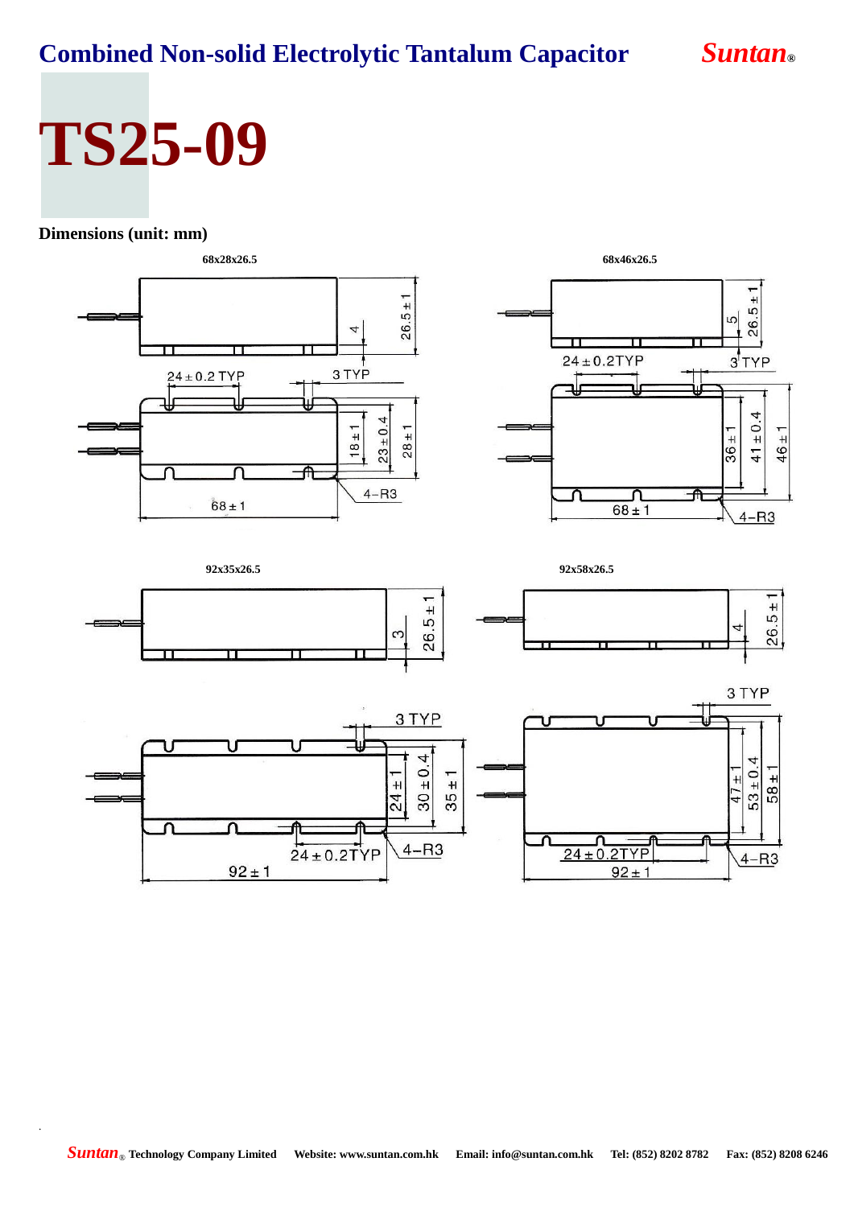# Combined Non-solid Electrolytic Tantalum Capacitor

# TS25-09

**Dimensions (unit: mm)**

**68x28x26.5**

26.5±1, 4, 24±0.2 TYP, 3 TYP, 18±1, 23±0.4, 28±1, 4-R3, 68±1

**68x46x26.5**

5, 26.5±1, 24±0.2TYP, 3 TYP, 36±1, 41±0.4, 46±1, 68±1, 4-R3

**92x35x26.5**

3, 26.5±1, 3 TYP, 24±1, 30±0.4, 35±1, 24±0.2TYP, 4-R3, 92±1

**92x58x26.5**

4, 26.5±1, 3 TYP, 47±1, 53±0.4, 58±1, 24±0.2TYP, 4-R3, 92±1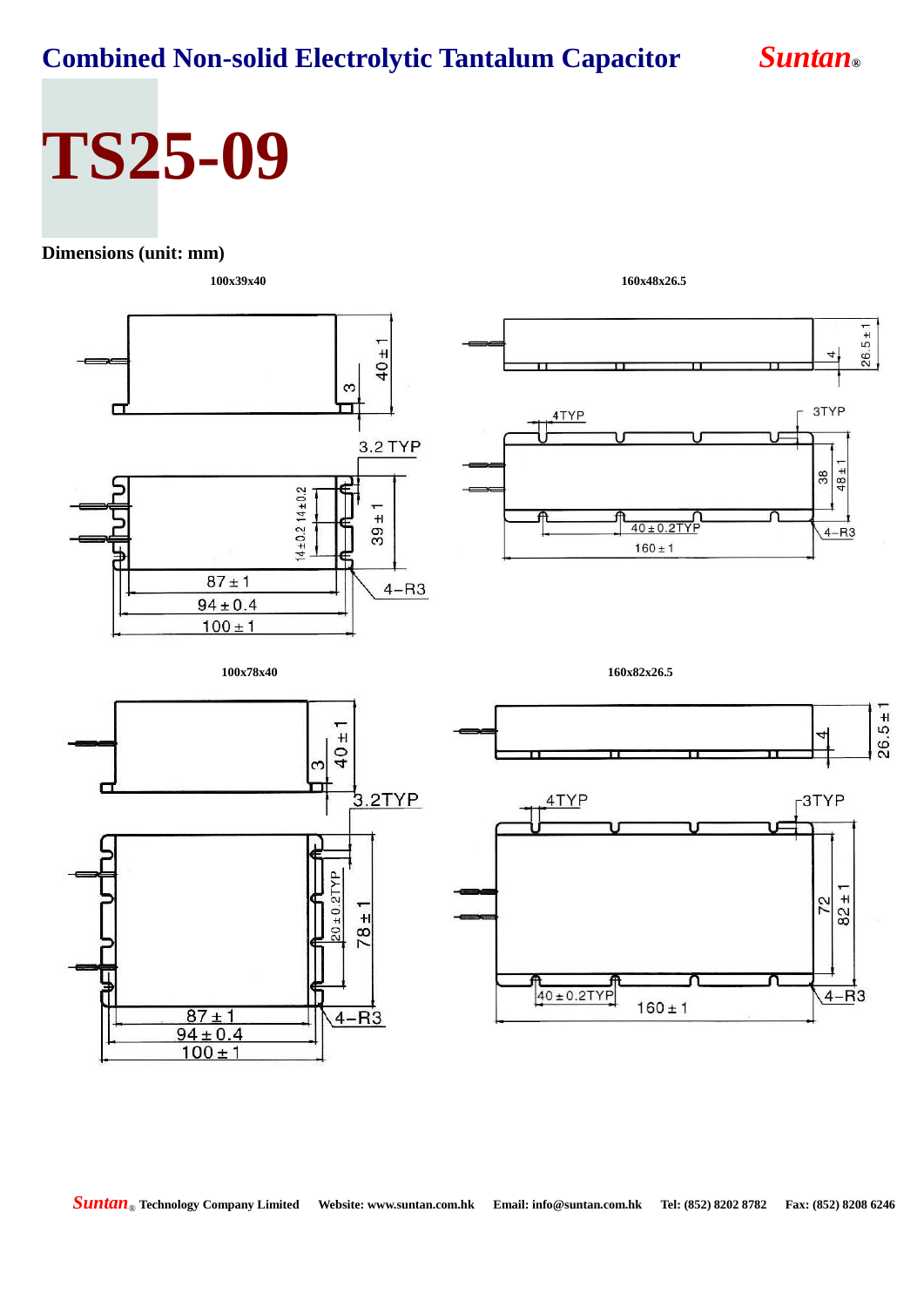# Combined Non-solid Electrolytic Tantalum Capacitor

# TS25-09

**Dimensions (unit: mm)**

**100x39x40**

40±1

3

3.2 TYP

14±0.2 14±0.2

39±1

87±1

94±0.4

100±1

4–R3

**160x48x26.5**

26.5±1

4

4TYP

3TYP

38

48±1

40±0.2TYP

160±1

4–R3

**100x78x40**

40±1

3

3.2TYP

20±0.2TYP

78±1

87±1

94±0.4

100±1

4–R3

**160x82x26.5**

26.5±1

4

4TYP

3TYP

72

82±1

40±0.2TYP

160±1

4–R3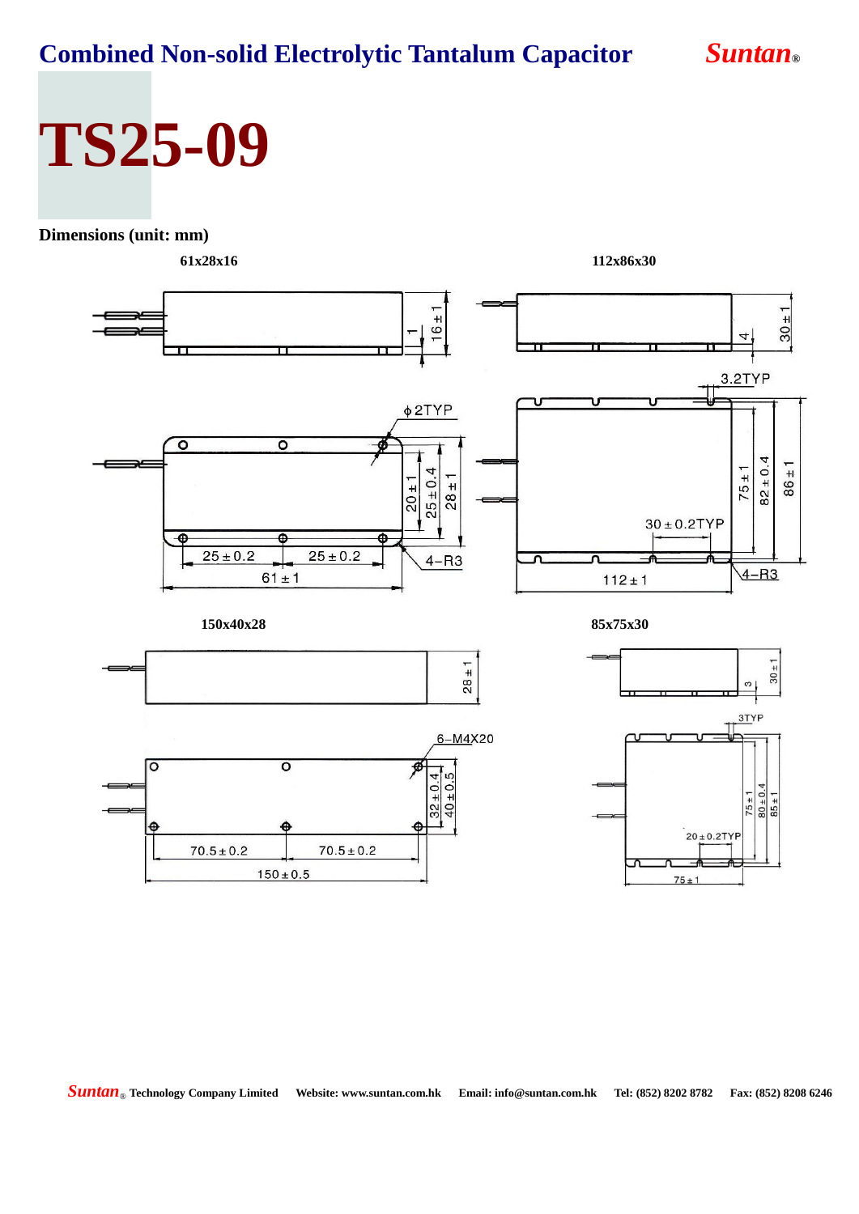# Combined Non-solid Electrolytic Tantalum Capacitor

*Suntan*®

# TS25-09

**Dimensions (unit: mm)**

**61x28x16**

16 ± 1
1
ϕ2TYP
20 ± 1
25 ± 0.4
28 ± 1
25 ± 0.2
25 ± 0.2
4–R3
61 ± 1

**112x86x30**

30 ± 1
4
3.2TYP
75 ± 1
82 ± 0.4
86 ± 1
30 ± 0.2TYP
4–R3
112 ± 1

**150x40x28**

28 ± 1
6–M4X20
32 ± 0.4
40 ± 0.5
70.5 ± 0.2
70.5 ± 0.2
150 ± 0.5

**85x75x30**

30 ± 1
3
3TYP
75 ± 1
80 ± 0.4
85 ± 1
20 ± 0.2TYP
75 ± 1

*Suntan*® Technology Company Limited  Website: www.suntan.com.hk  Email: info@suntan.com.hk  Tel: (852) 8202 8782  Fax: (852) 8208 6246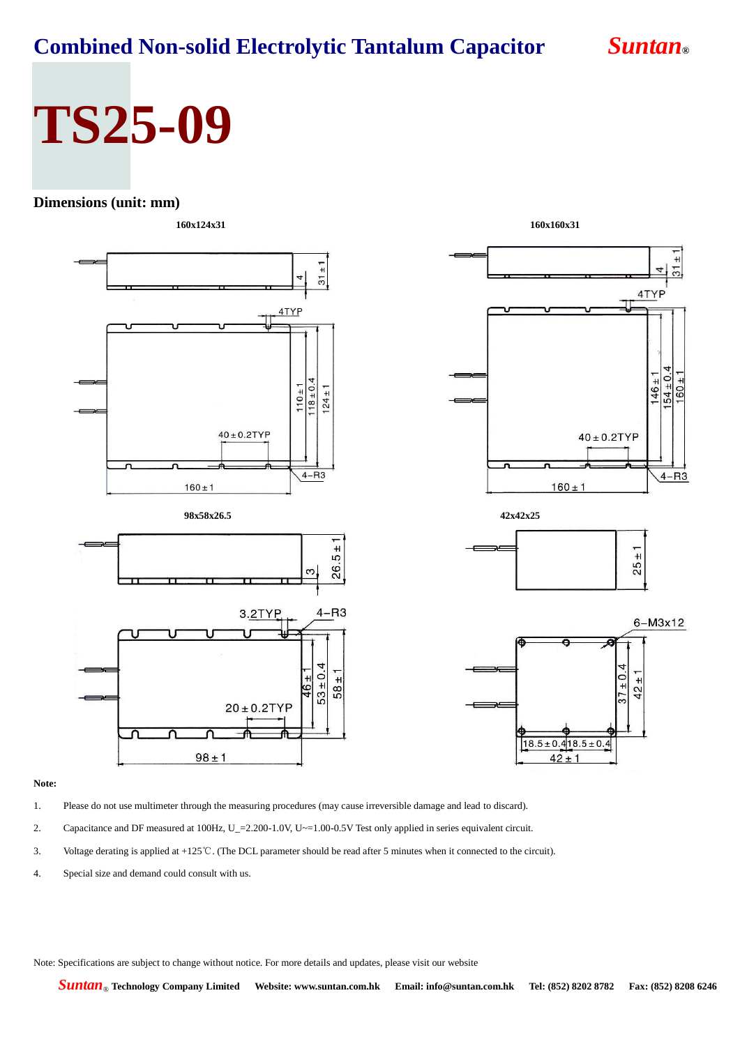# Combined Non-solid Electrolytic Tantalum Capacitor

Suntan®

# TS25-09

## Dimensions (unit: mm)

**160x124x31**

4
31±1
4TYP
110±1
118±0.4
124±1
40±0.2TYP
4-R3
160±1

**160x160x31**

4
31±1
4TYP
146±1
154±0.4
160±1
40±0.2TYP
4-R3
160±1

**98x58x26.5**

3
26.5±1
3.2TYP
4-R3
46±1
53±0.4
58±1
20±0.2TYP
98±1

**42x42x25**

25±1
6-M3x12
37±0.4
42±1
18.5±0.4
18.5±0.4
42±1

**Note:**

1. Please do not use multimeter through the measuring procedures (may cause irreversible damage and lead to discard).
2. Capacitance and DF measured at 100Hz, U_=2.200-1.0V, U~=1.00-0.5V Test only applied in series equivalent circuit.
3. Voltage derating is applied at +125℃. (The DCL parameter should be read after 5 minutes when it connected to the circuit).
4. Special size and demand could consult with us.

Note: Specifications are subject to change without notice. For more details and updates, please visit our website

Suntan® Technology Company Limited Website: www.suntan.com.hk Email: info@suntan.com.hk Tel: (852) 8202 8782 Fax: (852) 8208 6246